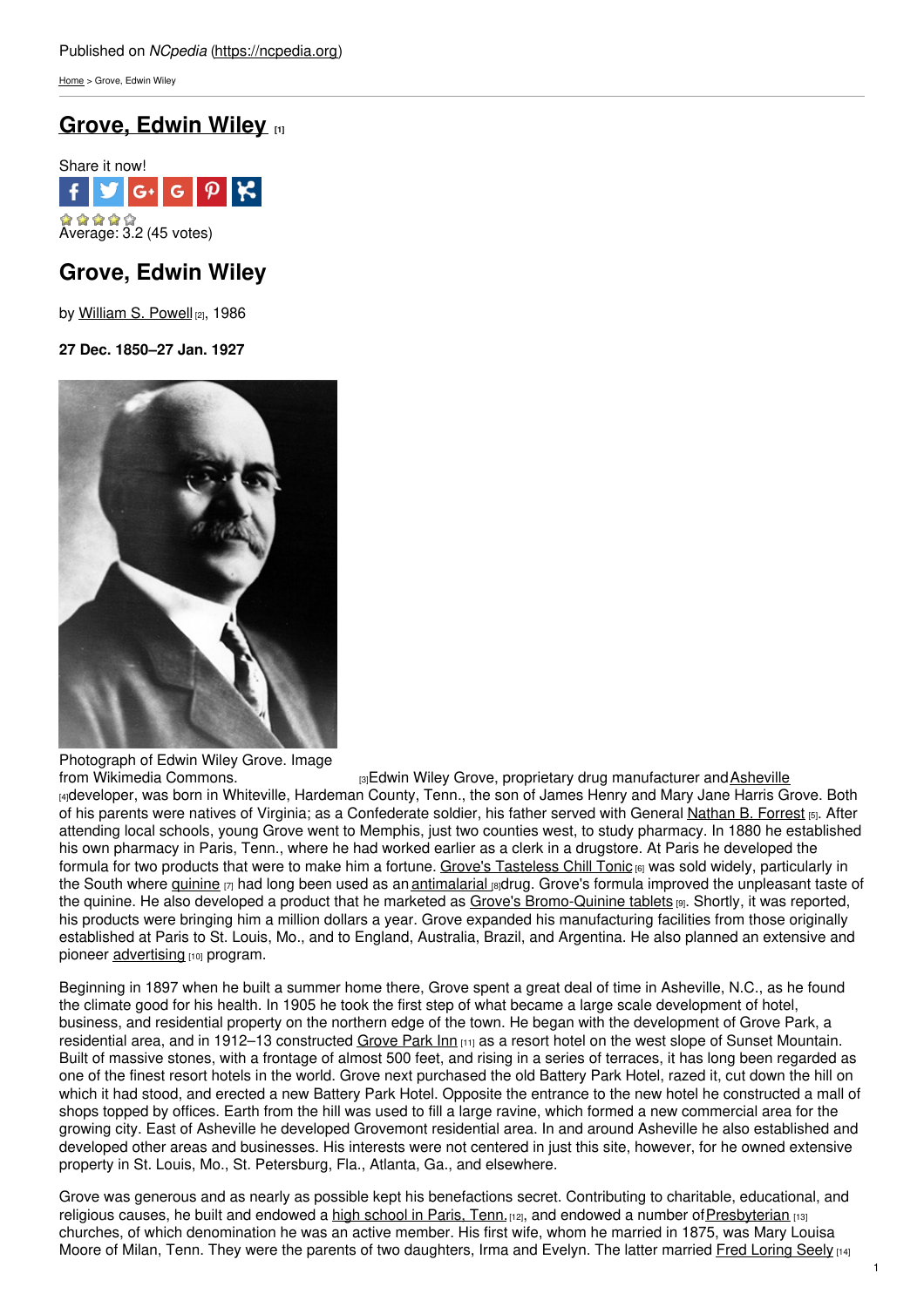Published on *NCpedia* (https://ncpedia.org)

Home > Grove, Edwin Wiley

# Grove, Edwin Wiley [1]

Share it now!

Average: 3.2 (45 votes)

## Grove, Edwin Wiley

by William S. Powell [2], 1986

**27 Dec. 1850–27 Jan. 1927**

Photograph of Edwin Wiley Grove. Image from Wikimedia Commons. [3]

Edwin Wiley Grove, proprietary drug manufacturer and Asheville [4] developer, was born in Whiteville, Hardeman County, Tenn., the son of James Henry and Mary Jane Harris Grove. Both of his parents were natives of Virginia; as a Confederate soldier, his father served with General Nathan B. Forrest [5]. After attending local schools, young Grove went to Memphis, just two counties west, to study pharmacy. In 1880 he established his own pharmacy in Paris, Tenn., where he had worked earlier as a clerk in a drugstore. At Paris he developed the formula for two products that were to make him a fortune. Grove's Tasteless Chill Tonic [6] was sold widely, particularly in the South where quinine [7] had long been used as an antimalarial [8] drug. Grove's formula improved the unpleasant taste of the quinine. He also developed a product that he marketed as Grove's Bromo-Quinine tablets [9]. Shortly, it was reported, his products were bringing him a million dollars a year. Grove expanded his manufacturing facilities from those originally established at Paris to St. Louis, Mo., and to England, Australia, Brazil, and Argentina. He also planned an extensive and pioneer advertising [10] program.

Beginning in 1897 when he built a summer home there, Grove spent a great deal of time in Asheville, N.C., as he found the climate good for his health. In 1905 he took the first step of what became a large scale development of hotel, business, and residential property on the northern edge of the town. He began with the development of Grove Park, a residential area, and in 1912–13 constructed Grove Park Inn [11] as a resort hotel on the west slope of Sunset Mountain. Built of massive stones, with a frontage of almost 500 feet, and rising in a series of terraces, it has long been regarded as one of the finest resort hotels in the world. Grove next purchased the old Battery Park Hotel, razed it, cut down the hill on which it had stood, and erected a new Battery Park Hotel. Opposite the entrance to the new hotel he constructed a mall of shops topped by offices. Earth from the hill was used to fill a large ravine, which formed a new commercial area for the growing city. East of Asheville he developed Grovemont residential area. In and around Asheville he also established and developed other areas and businesses. His interests were not centered in just this site, however, for he owned extensive property in St. Louis, Mo., St. Petersburg, Fla., Atlanta, Ga., and elsewhere.

Grove was generous and as nearly as possible kept his benefactions secret. Contributing to charitable, educational, and religious causes, he built and endowed a high school in Paris, Tenn. [12], and endowed a number of Presbyterian [13] churches, of which denomination he was an active member. His first wife, whom he married in 1875, was Mary Louisa Moore of Milan, Tenn. They were the parents of two daughters, Irma and Evelyn. The latter married Fred Loring Seely [14]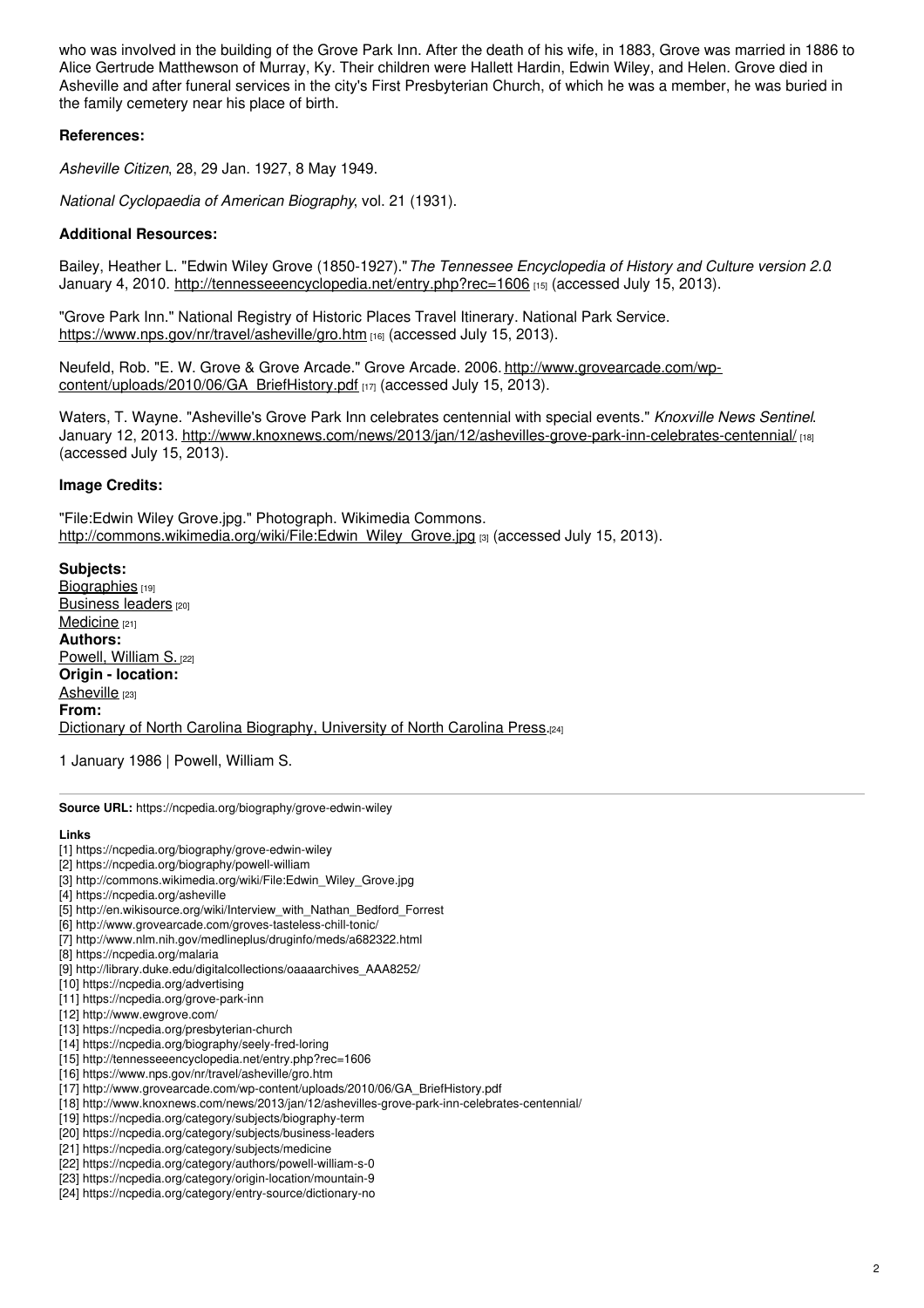who was involved in the building of the Grove Park Inn. After the death of his wife, in 1883, Grove was married in 1886 to Alice Gertrude Matthewson of Murray, Ky. Their children were Hallett Hardin, Edwin Wiley, and Helen. Grove died in Asheville and after funeral services in the city's First Presbyterian Church, of which he was a member, he was buried in the family cemetery near his place of birth.

**References:**

*Asheville Citizen*, 28, 29 Jan. 1927, 8 May 1949.

*National Cyclopaedia of American Biography*, vol. 21 (1931).

**Additional Resources:**

Bailey, Heather L. "Edwin Wiley Grove (1850-1927)." *The Tennessee Encyclopedia of History and Culture version 2.0*. January 4, 2010. http://tennesseeencyclopedia.net/entry.php?rec=1606 [15] (accessed July 15, 2013).

"Grove Park Inn." National Registry of Historic Places Travel Itinerary. National Park Service. https://www.nps.gov/nr/travel/asheville/gro.htm [16] (accessed July 15, 2013).

Neufeld, Rob. "E. W. Grove & Grove Arcade." Grove Arcade. 2006. http://www.grovearcade.com/wp-content/uploads/2010/06/GA_BriefHistory.pdf [17] (accessed July 15, 2013).

Waters, T. Wayne. "Asheville's Grove Park Inn celebrates centennial with special events." *Knoxville News Sentinel*. January 12, 2013. http://www.knoxnews.com/news/2013/jan/12/ashevilles-grove-park-inn-celebrates-centennial/ [18] (accessed July 15, 2013).

**Image Credits:**

"File:Edwin Wiley Grove.jpg." Photograph. Wikimedia Commons. http://commons.wikimedia.org/wiki/File:Edwin_Wiley_Grove.jpg [3] (accessed July 15, 2013).

**Subjects:**
Biographies [19]
Business leaders [20]
Medicine [21]
**Authors:**
Powell, William S. [22]
**Origin - location:**
Asheville [23]
**From:**
Dictionary of North Carolina Biography, University of North Carolina Press.[24]

1 January 1986 | Powell, William S.

**Source URL:** https://ncpedia.org/biography/grove-edwin-wiley

**Links**
[1] https://ncpedia.org/biography/grove-edwin-wiley
[2] https://ncpedia.org/biography/powell-william
[3] http://commons.wikimedia.org/wiki/File:Edwin_Wiley_Grove.jpg
[4] https://ncpedia.org/asheville
[5] http://en.wikisource.org/wiki/Interview_with_Nathan_Bedford_Forrest
[6] http://www.grovearcade.com/groves-tasteless-chill-tonic/
[7] http://www.nlm.nih.gov/medlineplus/druginfo/meds/a682322.html
[8] https://ncpedia.org/malaria
[9] http://library.duke.edu/digitalcollections/oaaaarchives_AAA8252/
[10] https://ncpedia.org/advertising
[11] https://ncpedia.org/grove-park-inn
[12] http://www.ewgrove.com/
[13] https://ncpedia.org/presbyterian-church
[14] https://ncpedia.org/biography/seely-fred-loring
[15] http://tennesseeencyclopedia.net/entry.php?rec=1606
[16] https://www.nps.gov/nr/travel/asheville/gro.htm
[17] http://www.grovearcade.com/wp-content/uploads/2010/06/GA_BriefHistory.pdf
[18] http://www.knoxnews.com/news/2013/jan/12/ashevilles-grove-park-inn-celebrates-centennial/
[19] https://ncpedia.org/category/subjects/biography-term
[20] https://ncpedia.org/category/subjects/business-leaders
[21] https://ncpedia.org/category/subjects/medicine
[22] https://ncpedia.org/category/authors/powell-william-s-0
[23] https://ncpedia.org/category/origin-location/mountain-9
[24] https://ncpedia.org/category/entry-source/dictionary-no